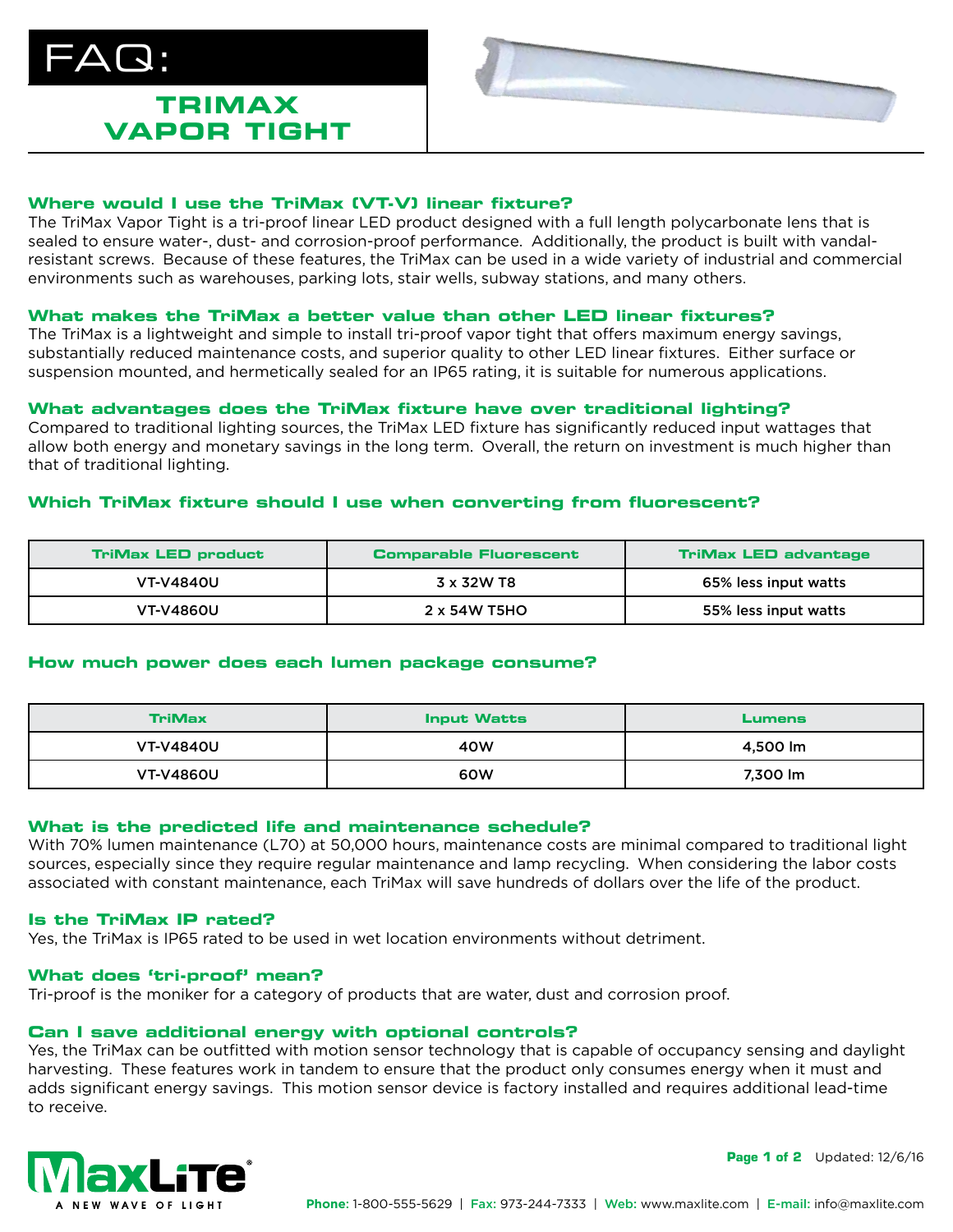# FAQ:

## TRIMAX VAPOR TIGHT

### Where would I use the TriMax (VT-V) linear fixture?

The TriMax Vapor Tight is a tri-proof linear LED product designed with a full length polycarbonate lens that is sealed to ensure water-, dust- and corrosion-proof performance. Additionally, the product is built with vandal-resistant screws. Because of these features, the TriMax can be used in a wide variety of industrial and commercial environments such as warehouses, parking lots, stair wells, subway stations, and many others.

### What makes the TriMax a better value than other LED linear fixtures?

The TriMax is a lightweight and simple to install tri-proof vapor tight that offers maximum energy savings, substantially reduced maintenance costs, and superior quality to other LED linear fixtures. Either surface or suspension mounted, and hermetically sealed for an IP65 rating, it is suitable for numerous applications.

### What advantages does the TriMax fixture have over traditional lighting?

Compared to traditional lighting sources, the TriMax LED fixture has significantly reduced input wattages that allow both energy and monetary savings in the long term. Overall, the return on investment is much higher than that of traditional lighting.

### Which TriMax fixture should I use when converting from fluorescent?

| TriMax LED product | Comparable Fluorescent | TriMax LED advantage |
|---|---|---|
| VT-V4840U | 3 x 32W T8 | 65% less input watts |
| VT-V4860U | 2 x 54W T5HO | 55% less input watts |

### How much power does each lumen package consume?

| TriMax | Input Watts | Lumens |
|---|---|---|
| VT-V4840U | 40W | 4,500 lm |
| VT-V4860U | 60W | 7,300 lm |

### What is the predicted life and maintenance schedule?

With 70% lumen maintenance (L70) at 50,000 hours, maintenance costs are minimal compared to traditional light sources, especially since they require regular maintenance and lamp recycling. When considering the labor costs associated with constant maintenance, each TriMax will save hundreds of dollars over the life of the product.

### Is the TriMax IP rated?

Yes, the TriMax is IP65 rated to be used in wet location environments without detriment.

### What does 'tri-proof' mean?

Tri-proof is the moniker for a category of products that are water, dust and corrosion proof.

### Can I save additional energy with optional controls?

Yes, the TriMax can be outfitted with motion sensor technology that is capable of occupancy sensing and daylight harvesting. These features work in tandem to ensure that the product only consumes energy when it must and adds significant energy savings. This motion sensor device is factory installed and requires additional lead-time to receive.

MaxLite® A NEW WAVE OF LIGHT

Updated: 12/6/16

**Phone:** 1-800-555-5629 | **Fax:** 973-244-7333 | **Web:** www.maxlite.com | **E-mail:** info@maxlite.com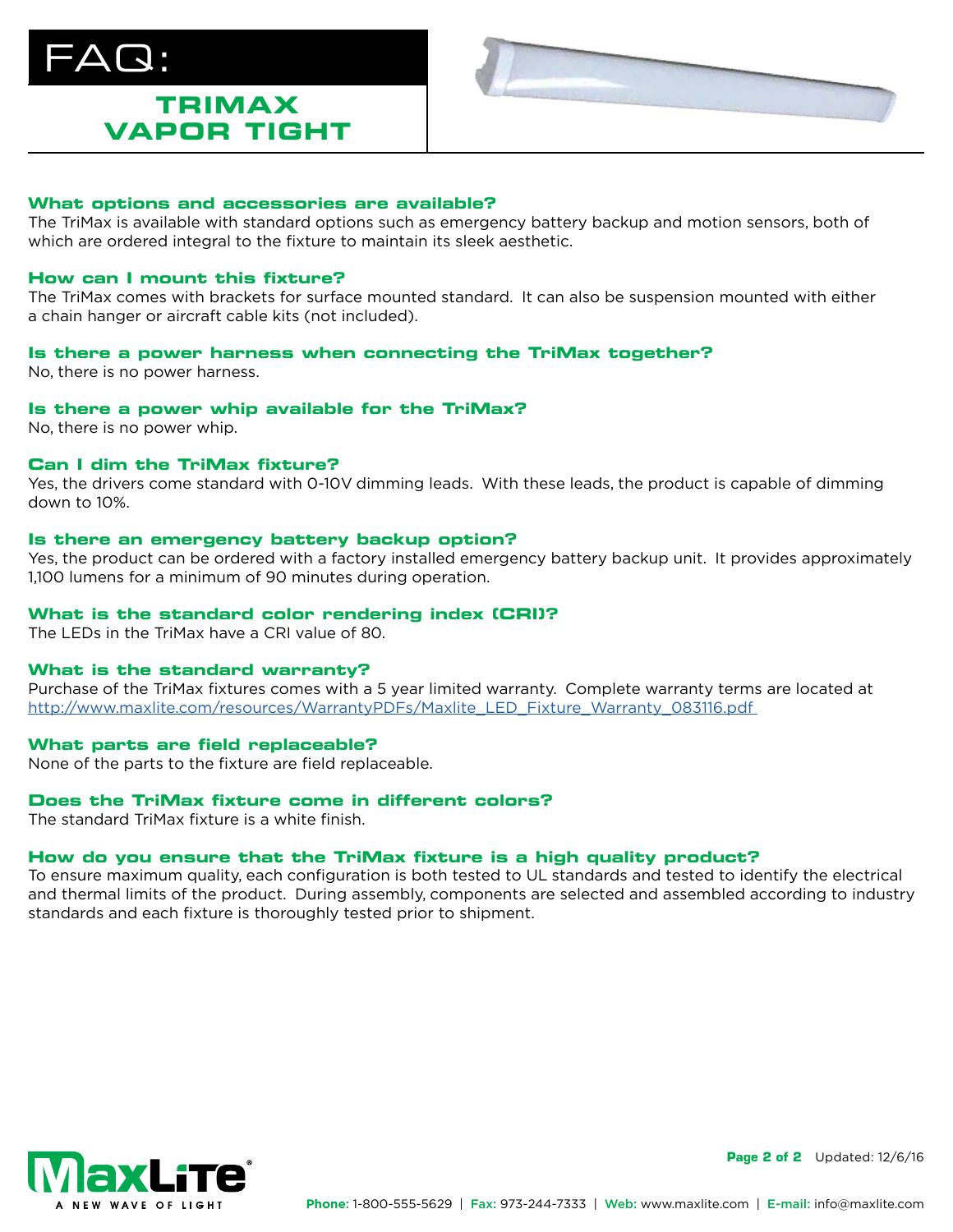# FAQ:

## TRIMAX VAPOR TIGHT

### What options and accessories are available?

The TriMax is available with standard options such as emergency battery backup and motion sensors, both of which are ordered integral to the fixture to maintain its sleek aesthetic.

### How can I mount this fixture?

The TriMax comes with brackets for surface mounted standard. It can also be suspension mounted with either a chain hanger or aircraft cable kits (not included).

### Is there a power harness when connecting the TriMax together?

No, there is no power harness.

### Is there a power whip available for the TriMax?

No, there is no power whip.

### Can I dim the TriMax fixture?

Yes, the drivers come standard with 0-10V dimming leads. With these leads, the product is capable of dimming down to 10%.

### Is there an emergency battery backup option?

Yes, the product can be ordered with a factory installed emergency battery backup unit. It provides approximately 1,100 lumens for a minimum of 90 minutes during operation.

### What is the standard color rendering index (CRI)?

The LEDs in the TriMax have a CRI value of 80.

### What is the standard warranty?

Purchase of the TriMax fixtures comes with a 5 year limited warranty. Complete warranty terms are located at http://www.maxlite.com/resources/WarrantyPDFs/Maxlite_LED_Fixture_Warranty_083116.pdf

### What parts are field replaceable?

None of the parts to the fixture are field replaceable.

### Does the TriMax fixture come in different colors?

The standard TriMax fixture is a white finish.

### How do you ensure that the TriMax fixture is a high quality product?

To ensure maximum quality, each configuration is both tested to UL standards and tested to identify the electrical and thermal limits of the product. During assembly, components are selected and assembled according to industry standards and each fixture is thoroughly tested prior to shipment.

MaxLite® A NEW WAVE OF LIGHT

Updated: 12/6/16

**Phone:** 1-800-555-5629 | **Fax:** 973-244-7333 | **Web:** www.maxlite.com | **E-mail:** info@maxlite.com